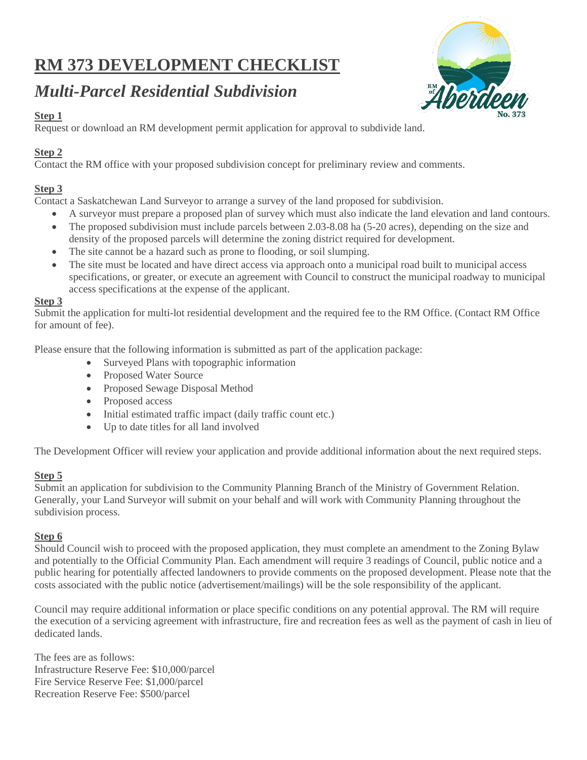# RM 373 DEVELOPMENT CHECKLIST

## *Multi-Parcel Residential Subdivision*

**Step 1**

Request or download an RM development permit application for approval to subdivide land.

**Step 2**

Contact the RM office with your proposed subdivision concept for preliminary review and comments.

**Step 3**

Contact a Saskatchewan Land Surveyor to arrange a survey of the land proposed for subdivision.

- A surveyor must prepare a proposed plan of survey which must also indicate the land elevation and land contours.
- The proposed subdivision must include parcels between 2.03-8.08 ha (5-20 acres), depending on the size and density of the proposed parcels will determine the zoning district required for development.
- The site cannot be a hazard such as prone to flooding, or soil slumping.
- The site must be located and have direct access via approach onto a municipal road built to municipal access specifications, or greater, or execute an agreement with Council to construct the municipal roadway to municipal access specifications at the expense of the applicant.

**Step 3**

Submit the application for multi-lot residential development and the required fee to the RM Office. (Contact RM Office for amount of fee).

Please ensure that the following information is submitted as part of the application package:

- Surveyed Plans with topographic information
- Proposed Water Source
- Proposed Sewage Disposal Method
- Proposed access
- Initial estimated traffic impact (daily traffic count etc.)
- Up to date titles for all land involved

The Development Officer will review your application and provide additional information about the next required steps.

**Step 5**

Submit an application for subdivision to the Community Planning Branch of the Ministry of Government Relation. Generally, your Land Surveyor will submit on your behalf and will work with Community Planning throughout the subdivision process.

**Step 6**

Should Council wish to proceed with the proposed application, they must complete an amendment to the Zoning Bylaw and potentially to the Official Community Plan. Each amendment will require 3 readings of Council, public notice and a public hearing for potentially affected landowners to provide comments on the proposed development. Please note that the costs associated with the public notice (advertisement/mailings) will be the sole responsibility of the applicant.

Council may require additional information or place specific conditions on any potential approval. The RM will require the execution of a servicing agreement with infrastructure, fire and recreation fees as well as the payment of cash in lieu of dedicated lands.

The fees are as follows:
Infrastructure Reserve Fee: $10,000/parcel
Fire Service Reserve Fee: $1,000/parcel
Recreation Reserve Fee: $500/parcel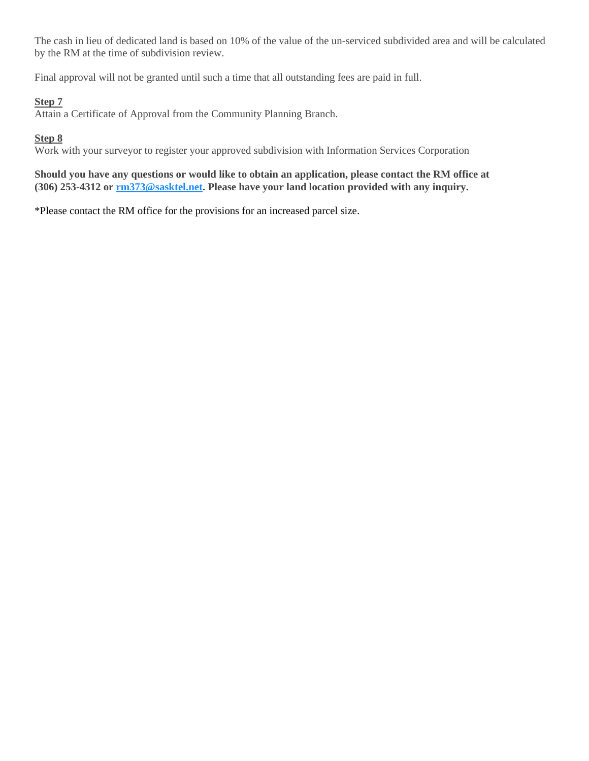The cash in lieu of dedicated land is based on 10% of the value of the un-serviced subdivided area and will be calculated by the RM at the time of subdivision review.

Final approval will not be granted until such a time that all outstanding fees are paid in full.

**Step 7**
Attain a Certificate of Approval from the Community Planning Branch.

**Step 8**
Work with your surveyor to register your approved subdivision with Information Services Corporation

**Should you have any questions or would like to obtain an application, please contact the RM office at (306) 253-4312 or rm373@sasktel.net. Please have your land location provided with any inquiry.**

*Please contact the RM office for the provisions for an increased parcel size.